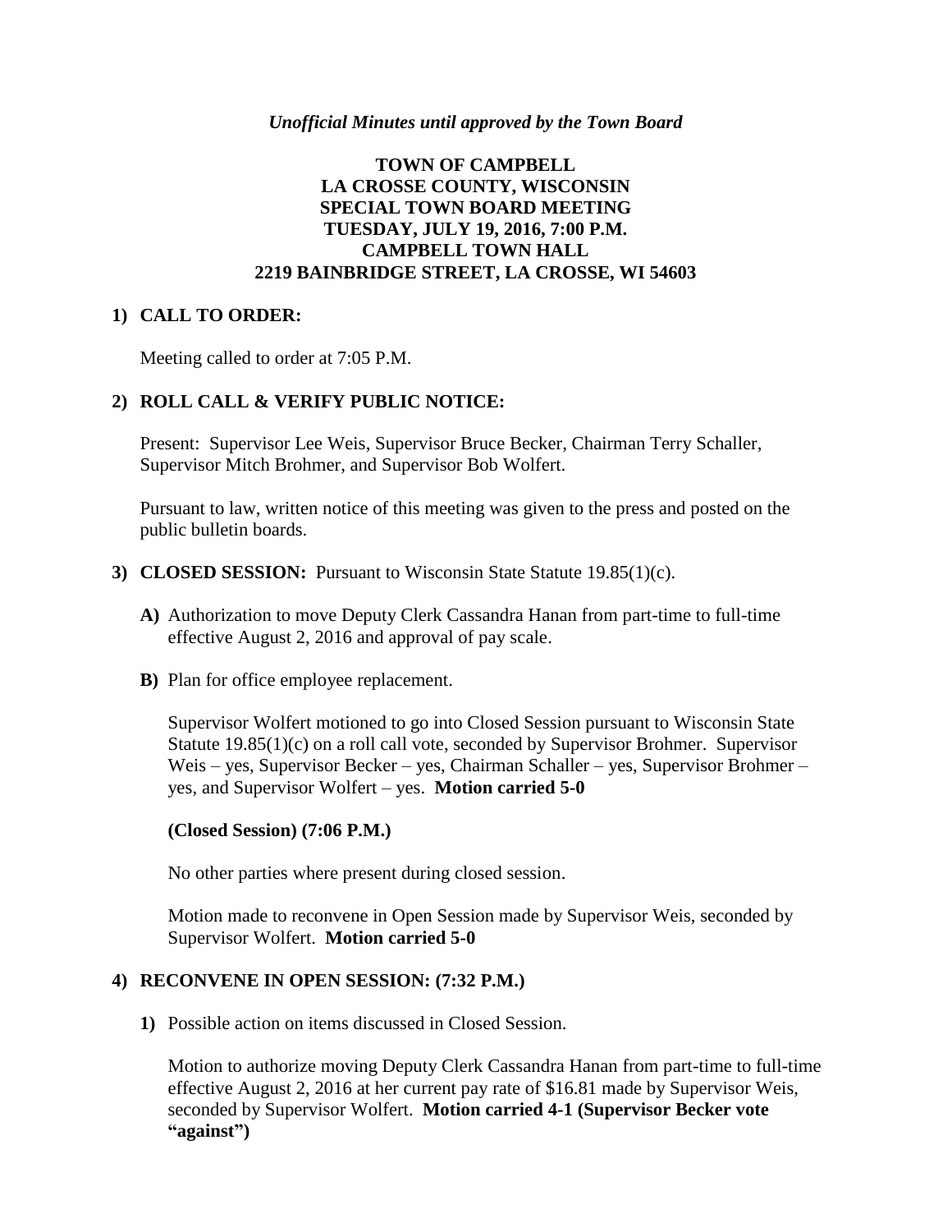*Unofficial Minutes until approved by the Town Board*

**TOWN OF CAMPBELL**
**LA CROSSE COUNTY, WISCONSIN**
**SPECIAL TOWN BOARD MEETING**
**TUESDAY, JULY 19, 2016, 7:00 P.M.**
**CAMPBELL TOWN HALL**
**2219 BAINBRIDGE STREET, LA CROSSE, WI 54603**

**1) CALL TO ORDER:**

Meeting called to order at 7:05 P.M.

**2) ROLL CALL & VERIFY PUBLIC NOTICE:**

Present: Supervisor Lee Weis, Supervisor Bruce Becker, Chairman Terry Schaller, Supervisor Mitch Brohmer, and Supervisor Bob Wolfert.

Pursuant to law, written notice of this meeting was given to the press and posted on the public bulletin boards.

**3) CLOSED SESSION:** Pursuant to Wisconsin State Statute 19.85(1)(c).

**A)** Authorization to move Deputy Clerk Cassandra Hanan from part-time to full-time effective August 2, 2016 and approval of pay scale.

**B)** Plan for office employee replacement.

Supervisor Wolfert motioned to go into Closed Session pursuant to Wisconsin State Statute 19.85(1)(c) on a roll call vote, seconded by Supervisor Brohmer. Supervisor Weis – yes, Supervisor Becker – yes, Chairman Schaller – yes, Supervisor Brohmer – yes, and Supervisor Wolfert – yes. **Motion carried 5-0**

**(Closed Session) (7:06 P.M.)**

No other parties where present during closed session.

Motion made to reconvene in Open Session made by Supervisor Weis, seconded by Supervisor Wolfert. **Motion carried 5-0**

**4) RECONVENE IN OPEN SESSION: (7:32 P.M.)**

**1)** Possible action on items discussed in Closed Session.

Motion to authorize moving Deputy Clerk Cassandra Hanan from part-time to full-time effective August 2, 2016 at her current pay rate of $16.81 made by Supervisor Weis, seconded by Supervisor Wolfert. **Motion carried 4-1 (Supervisor Becker vote "against")**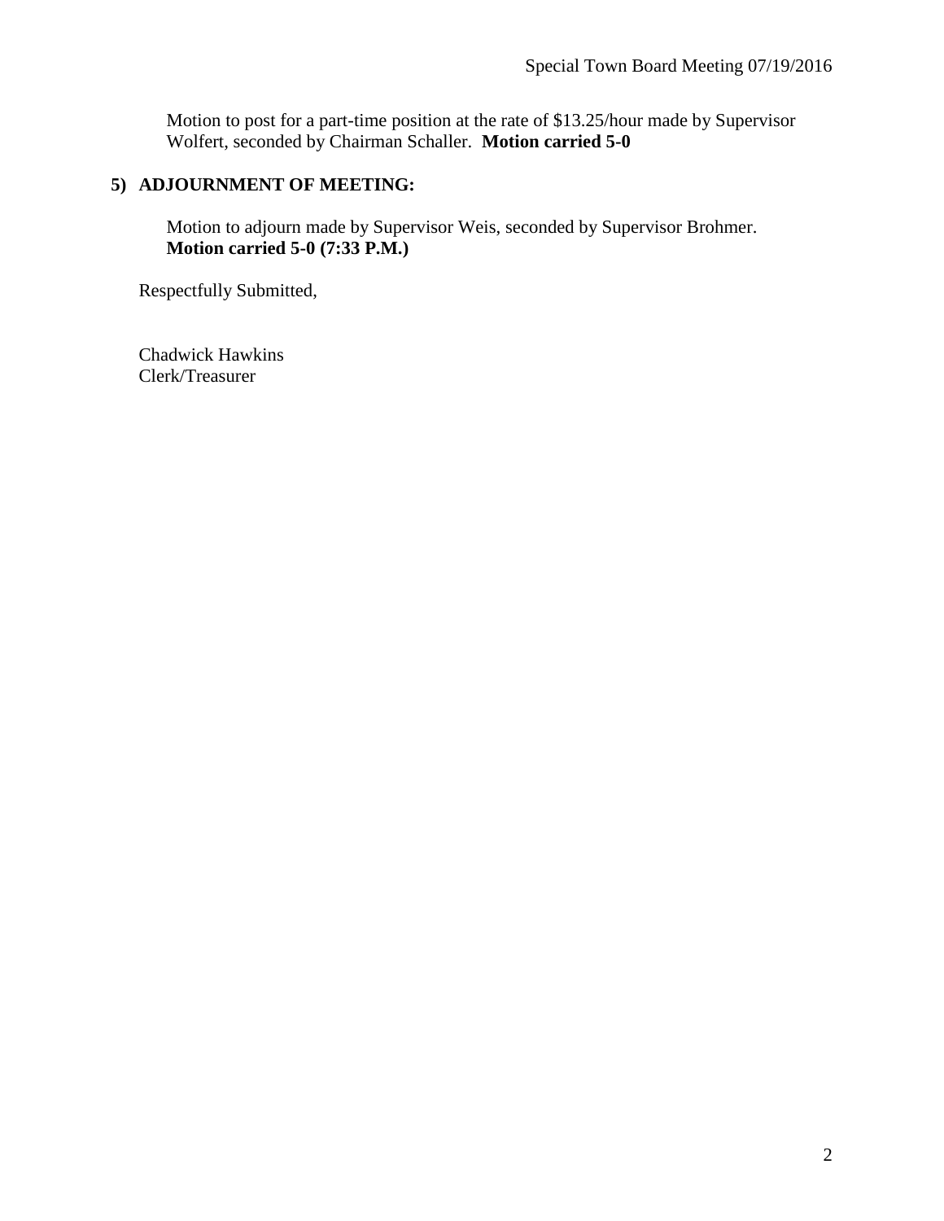Motion to post for a part-time position at the rate of $13.25/hour made by Supervisor Wolfert, seconded by Chairman Schaller. **Motion carried 5-0**

## 5) ADJOURNMENT OF MEETING:

Motion to adjourn made by Supervisor Weis, seconded by Supervisor Brohmer. **Motion carried 5-0 (7:33 P.M.)**

Respectfully Submitted,

Chadwick Hawkins
Clerk/Treasurer